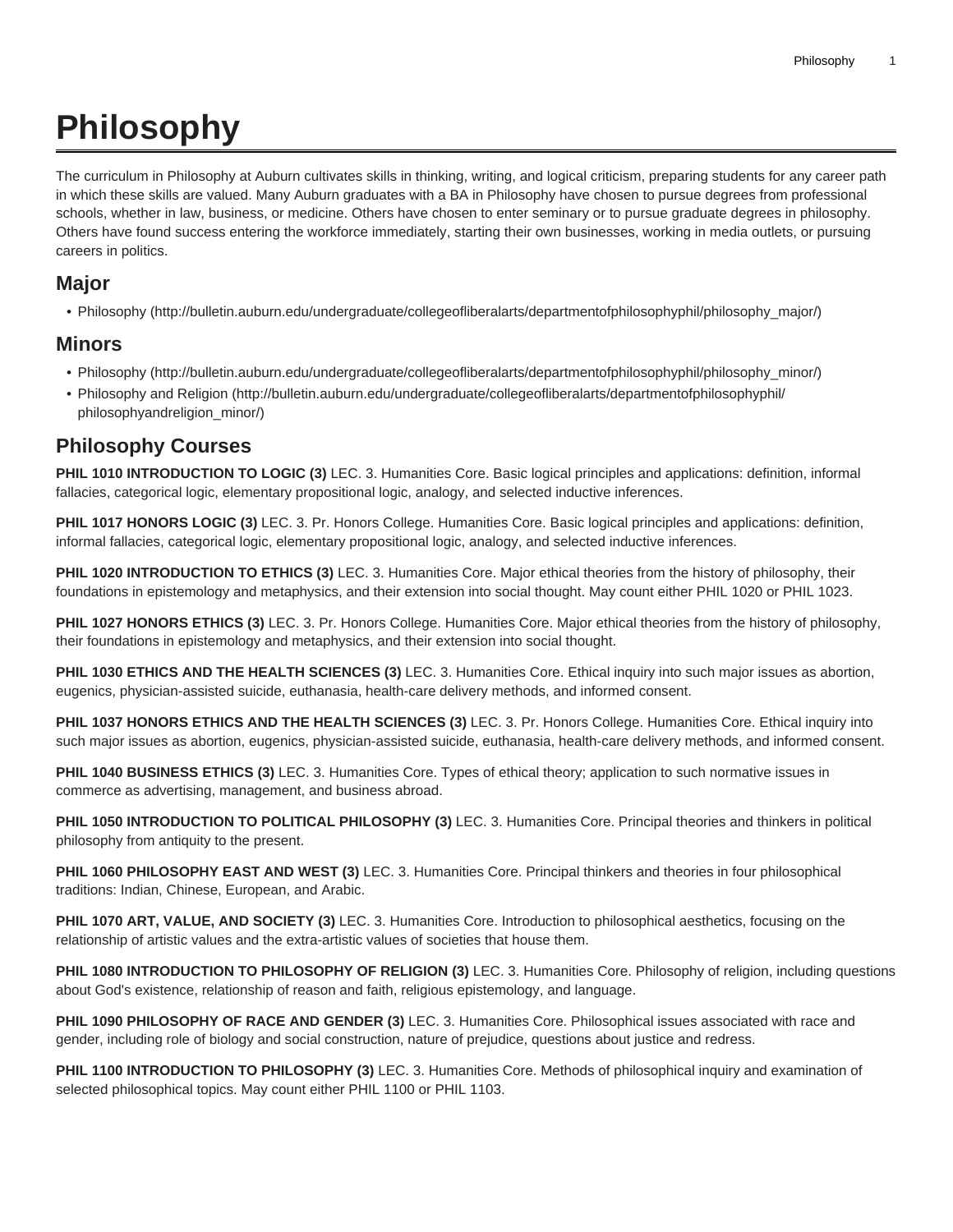# Philosophy

The curriculum in Philosophy at Auburn cultivates skills in thinking, writing, and logical criticism, preparing students for any career path in which these skills are valued. Many Auburn graduates with a BA in Philosophy have chosen to pursue degrees from professional schools, whether in law, business, or medicine. Others have chosen to enter seminary or to pursue graduate degrees in philosophy. Others have found success entering the workforce immediately, starting their own businesses, working in media outlets, or pursuing careers in politics.

## Major

- Philosophy (http://bulletin.auburn.edu/undergraduate/collegeofliberalarts/departmentofphilosophyphil/philosophy_major/)

## Minors

- Philosophy (http://bulletin.auburn.edu/undergraduate/collegeofliberalarts/departmentofphilosophyphil/philosophy_minor/)
- Philosophy and Religion (http://bulletin.auburn.edu/undergraduate/collegeofliberalarts/departmentofphilosophyphil/philosophyandreligion_minor/)

## Philosophy Courses

**PHIL 1010 INTRODUCTION TO LOGIC (3)** LEC. 3. Humanities Core. Basic logical principles and applications: definition, informal fallacies, categorical logic, elementary propositional logic, analogy, and selected inductive inferences.

**PHIL 1017 HONORS LOGIC (3)** LEC. 3. Pr. Honors College. Humanities Core. Basic logical principles and applications: definition, informal fallacies, categorical logic, elementary propositional logic, analogy, and selected inductive inferences.

**PHIL 1020 INTRODUCTION TO ETHICS (3)** LEC. 3. Humanities Core. Major ethical theories from the history of philosophy, their foundations in epistemology and metaphysics, and their extension into social thought. May count either PHIL 1020 or PHIL 1023.

**PHIL 1027 HONORS ETHICS (3)** LEC. 3. Pr. Honors College. Humanities Core. Major ethical theories from the history of philosophy, their foundations in epistemology and metaphysics, and their extension into social thought.

**PHIL 1030 ETHICS AND THE HEALTH SCIENCES (3)** LEC. 3. Humanities Core. Ethical inquiry into such major issues as abortion, eugenics, physician-assisted suicide, euthanasia, health-care delivery methods, and informed consent.

**PHIL 1037 HONORS ETHICS AND THE HEALTH SCIENCES (3)** LEC. 3. Pr. Honors College. Humanities Core. Ethical inquiry into such major issues as abortion, eugenics, physician-assisted suicide, euthanasia, health-care delivery methods, and informed consent.

**PHIL 1040 BUSINESS ETHICS (3)** LEC. 3. Humanities Core. Types of ethical theory; application to such normative issues in commerce as advertising, management, and business abroad.

**PHIL 1050 INTRODUCTION TO POLITICAL PHILOSOPHY (3)** LEC. 3. Humanities Core. Principal theories and thinkers in political philosophy from antiquity to the present.

**PHIL 1060 PHILOSOPHY EAST AND WEST (3)** LEC. 3. Humanities Core. Principal thinkers and theories in four philosophical traditions: Indian, Chinese, European, and Arabic.

**PHIL 1070 ART, VALUE, AND SOCIETY (3)** LEC. 3. Humanities Core. Introduction to philosophical aesthetics, focusing on the relationship of artistic values and the extra-artistic values of societies that house them.

**PHIL 1080 INTRODUCTION TO PHILOSOPHY OF RELIGION (3)** LEC. 3. Humanities Core. Philosophy of religion, including questions about God's existence, relationship of reason and faith, religious epistemology, and language.

**PHIL 1090 PHILOSOPHY OF RACE AND GENDER (3)** LEC. 3. Humanities Core. Philosophical issues associated with race and gender, including role of biology and social construction, nature of prejudice, questions about justice and redress.

**PHIL 1100 INTRODUCTION TO PHILOSOPHY (3)** LEC. 3. Humanities Core. Methods of philosophical inquiry and examination of selected philosophical topics. May count either PHIL 1100 or PHIL 1103.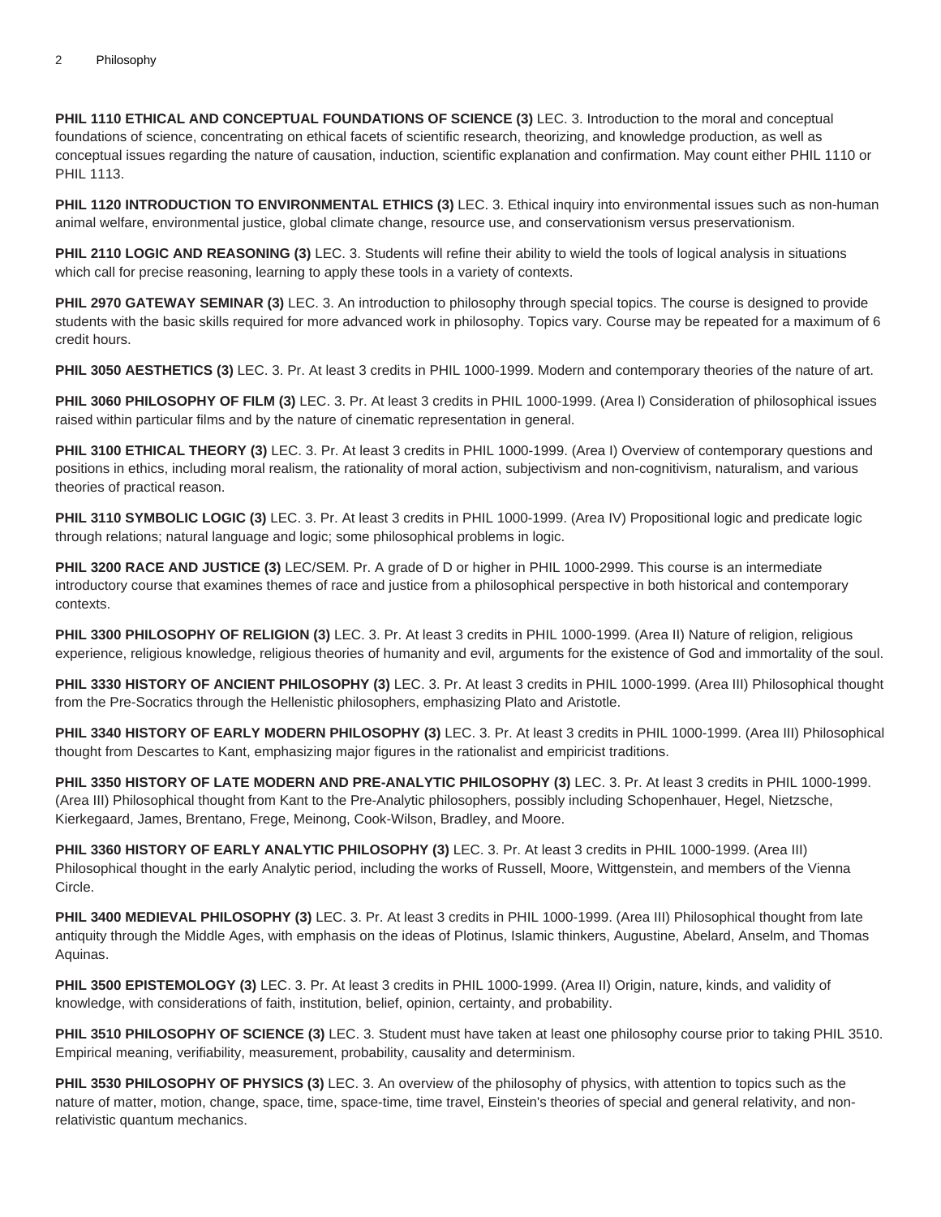**PHIL 1110 ETHICAL AND CONCEPTUAL FOUNDATIONS OF SCIENCE (3)** LEC. 3. Introduction to the moral and conceptual foundations of science, concentrating on ethical facets of scientific research, theorizing, and knowledge production, as well as conceptual issues regarding the nature of causation, induction, scientific explanation and confirmation. May count either PHIL 1110 or PHIL 1113.

**PHIL 1120 INTRODUCTION TO ENVIRONMENTAL ETHICS (3)** LEC. 3. Ethical inquiry into environmental issues such as non-human animal welfare, environmental justice, global climate change, resource use, and conservationism versus preservationism.

**PHIL 2110 LOGIC AND REASONING (3)** LEC. 3. Students will refine their ability to wield the tools of logical analysis in situations which call for precise reasoning, learning to apply these tools in a variety of contexts.

**PHIL 2970 GATEWAY SEMINAR (3)** LEC. 3. An introduction to philosophy through special topics. The course is designed to provide students with the basic skills required for more advanced work in philosophy. Topics vary. Course may be repeated for a maximum of 6 credit hours.

**PHIL 3050 AESTHETICS (3)** LEC. 3. Pr. At least 3 credits in PHIL 1000-1999. Modern and contemporary theories of the nature of art.

**PHIL 3060 PHILOSOPHY OF FILM (3)** LEC. 3. Pr. At least 3 credits in PHIL 1000-1999. (Area l) Consideration of philosophical issues raised within particular films and by the nature of cinematic representation in general.

**PHIL 3100 ETHICAL THEORY (3)** LEC. 3. Pr. At least 3 credits in PHIL 1000-1999. (Area I) Overview of contemporary questions and positions in ethics, including moral realism, the rationality of moral action, subjectivism and non-cognitivism, naturalism, and various theories of practical reason.

**PHIL 3110 SYMBOLIC LOGIC (3)** LEC. 3. Pr. At least 3 credits in PHIL 1000-1999. (Area IV) Propositional logic and predicate logic through relations; natural language and logic; some philosophical problems in logic.

**PHIL 3200 RACE AND JUSTICE (3)** LEC/SEM. Pr. A grade of D or higher in PHIL 1000-2999. This course is an intermediate introductory course that examines themes of race and justice from a philosophical perspective in both historical and contemporary contexts.

**PHIL 3300 PHILOSOPHY OF RELIGION (3)** LEC. 3. Pr. At least 3 credits in PHIL 1000-1999. (Area II) Nature of religion, religious experience, religious knowledge, religious theories of humanity and evil, arguments for the existence of God and immortality of the soul.

**PHIL 3330 HISTORY OF ANCIENT PHILOSOPHY (3)** LEC. 3. Pr. At least 3 credits in PHIL 1000-1999. (Area III) Philosophical thought from the Pre-Socratics through the Hellenistic philosophers, emphasizing Plato and Aristotle.

**PHIL 3340 HISTORY OF EARLY MODERN PHILOSOPHY (3)** LEC. 3. Pr. At least 3 credits in PHIL 1000-1999. (Area III) Philosophical thought from Descartes to Kant, emphasizing major figures in the rationalist and empiricist traditions.

**PHIL 3350 HISTORY OF LATE MODERN AND PRE-ANALYTIC PHILOSOPHY (3)** LEC. 3. Pr. At least 3 credits in PHIL 1000-1999. (Area III) Philosophical thought from Kant to the Pre-Analytic philosophers, possibly including Schopenhauer, Hegel, Nietzsche, Kierkegaard, James, Brentano, Frege, Meinong, Cook-Wilson, Bradley, and Moore.

**PHIL 3360 HISTORY OF EARLY ANALYTIC PHILOSOPHY (3)** LEC. 3. Pr. At least 3 credits in PHIL 1000-1999. (Area III) Philosophical thought in the early Analytic period, including the works of Russell, Moore, Wittgenstein, and members of the Vienna Circle.

**PHIL 3400 MEDIEVAL PHILOSOPHY (3)** LEC. 3. Pr. At least 3 credits in PHIL 1000-1999. (Area III) Philosophical thought from late antiquity through the Middle Ages, with emphasis on the ideas of Plotinus, Islamic thinkers, Augustine, Abelard, Anselm, and Thomas Aquinas.

**PHIL 3500 EPISTEMOLOGY (3)** LEC. 3. Pr. At least 3 credits in PHIL 1000-1999. (Area II) Origin, nature, kinds, and validity of knowledge, with considerations of faith, institution, belief, opinion, certainty, and probability.

**PHIL 3510 PHILOSOPHY OF SCIENCE (3)** LEC. 3. Student must have taken at least one philosophy course prior to taking PHIL 3510. Empirical meaning, verifiability, measurement, probability, causality and determinism.

**PHIL 3530 PHILOSOPHY OF PHYSICS (3)** LEC. 3. An overview of the philosophy of physics, with attention to topics such as the nature of matter, motion, change, space, time, space-time, time travel, Einstein's theories of special and general relativity, and non-relativistic quantum mechanics.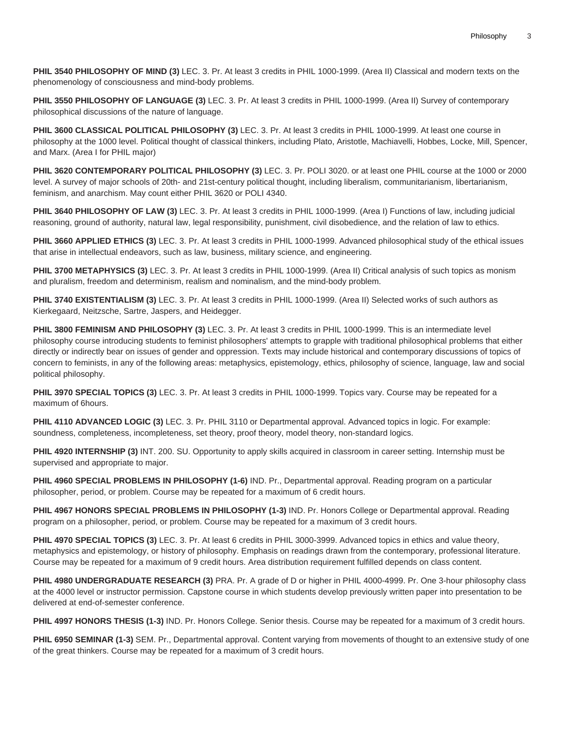**PHIL 3540 PHILOSOPHY OF MIND (3)** LEC. 3. Pr. At least 3 credits in PHIL 1000-1999. (Area II) Classical and modern texts on the phenomenology of consciousness and mind-body problems.

**PHIL 3550 PHILOSOPHY OF LANGUAGE (3)** LEC. 3. Pr. At least 3 credits in PHIL 1000-1999. (Area II) Survey of contemporary philosophical discussions of the nature of language.

**PHIL 3600 CLASSICAL POLITICAL PHILOSOPHY (3)** LEC. 3. Pr. At least 3 credits in PHIL 1000-1999. At least one course in philosophy at the 1000 level. Political thought of classical thinkers, including Plato, Aristotle, Machiavelli, Hobbes, Locke, Mill, Spencer, and Marx. (Area I for PHIL major)

**PHIL 3620 CONTEMPORARY POLITICAL PHILOSOPHY (3)** LEC. 3. Pr. POLI 3020. or at least one PHIL course at the 1000 or 2000 level. A survey of major schools of 20th- and 21st-century political thought, including liberalism, communitarianism, libertarianism, feminism, and anarchism. May count either PHIL 3620 or POLI 4340.

**PHIL 3640 PHILOSOPHY OF LAW (3)** LEC. 3. Pr. At least 3 credits in PHIL 1000-1999. (Area I) Functions of law, including judicial reasoning, ground of authority, natural law, legal responsibility, punishment, civil disobedience, and the relation of law to ethics.

**PHIL 3660 APPLIED ETHICS (3)** LEC. 3. Pr. At least 3 credits in PHIL 1000-1999. Advanced philosophical study of the ethical issues that arise in intellectual endeavors, such as law, business, military science, and engineering.

**PHIL 3700 METAPHYSICS (3)** LEC. 3. Pr. At least 3 credits in PHIL 1000-1999. (Area II) Critical analysis of such topics as monism and pluralism, freedom and determinism, realism and nominalism, and the mind-body problem.

**PHIL 3740 EXISTENTIALISM (3)** LEC. 3. Pr. At least 3 credits in PHIL 1000-1999. (Area II) Selected works of such authors as Kierkegaard, Neitzsche, Sartre, Jaspers, and Heidegger.

**PHIL 3800 FEMINISM AND PHILOSOPHY (3)** LEC. 3. Pr. At least 3 credits in PHIL 1000-1999. This is an intermediate level philosophy course introducing students to feminist philosophers' attempts to grapple with traditional philosophical problems that either directly or indirectly bear on issues of gender and oppression. Texts may include historical and contemporary discussions of topics of concern to feminists, in any of the following areas: metaphysics, epistemology, ethics, philosophy of science, language, law and social political philosophy.

**PHIL 3970 SPECIAL TOPICS (3)** LEC. 3. Pr. At least 3 credits in PHIL 1000-1999. Topics vary. Course may be repeated for a maximum of 6hours.

**PHIL 4110 ADVANCED LOGIC (3)** LEC. 3. Pr. PHIL 3110 or Departmental approval. Advanced topics in logic. For example: soundness, completeness, incompleteness, set theory, proof theory, model theory, non-standard logics.

**PHIL 4920 INTERNSHIP (3)** INT. 200. SU. Opportunity to apply skills acquired in classroom in career setting. Internship must be supervised and appropriate to major.

**PHIL 4960 SPECIAL PROBLEMS IN PHILOSOPHY (1-6)** IND. Pr., Departmental approval. Reading program on a particular philosopher, period, or problem. Course may be repeated for a maximum of 6 credit hours.

**PHIL 4967 HONORS SPECIAL PROBLEMS IN PHILOSOPHY (1-3)** IND. Pr. Honors College or Departmental approval. Reading program on a philosopher, period, or problem. Course may be repeated for a maximum of 3 credit hours.

**PHIL 4970 SPECIAL TOPICS (3)** LEC. 3. Pr. At least 6 credits in PHIL 3000-3999. Advanced topics in ethics and value theory, metaphysics and epistemology, or history of philosophy. Emphasis on readings drawn from the contemporary, professional literature. Course may be repeated for a maximum of 9 credit hours. Area distribution requirement fulfilled depends on class content.

**PHIL 4980 UNDERGRADUATE RESEARCH (3)** PRA. Pr. A grade of D or higher in PHIL 4000-4999. Pr. One 3-hour philosophy class at the 4000 level or instructor permission. Capstone course in which students develop previously written paper into presentation to be delivered at end-of-semester conference.

**PHIL 4997 HONORS THESIS (1-3)** IND. Pr. Honors College. Senior thesis. Course may be repeated for a maximum of 3 credit hours.

**PHIL 6950 SEMINAR (1-3)** SEM. Pr., Departmental approval. Content varying from movements of thought to an extensive study of one of the great thinkers. Course may be repeated for a maximum of 3 credit hours.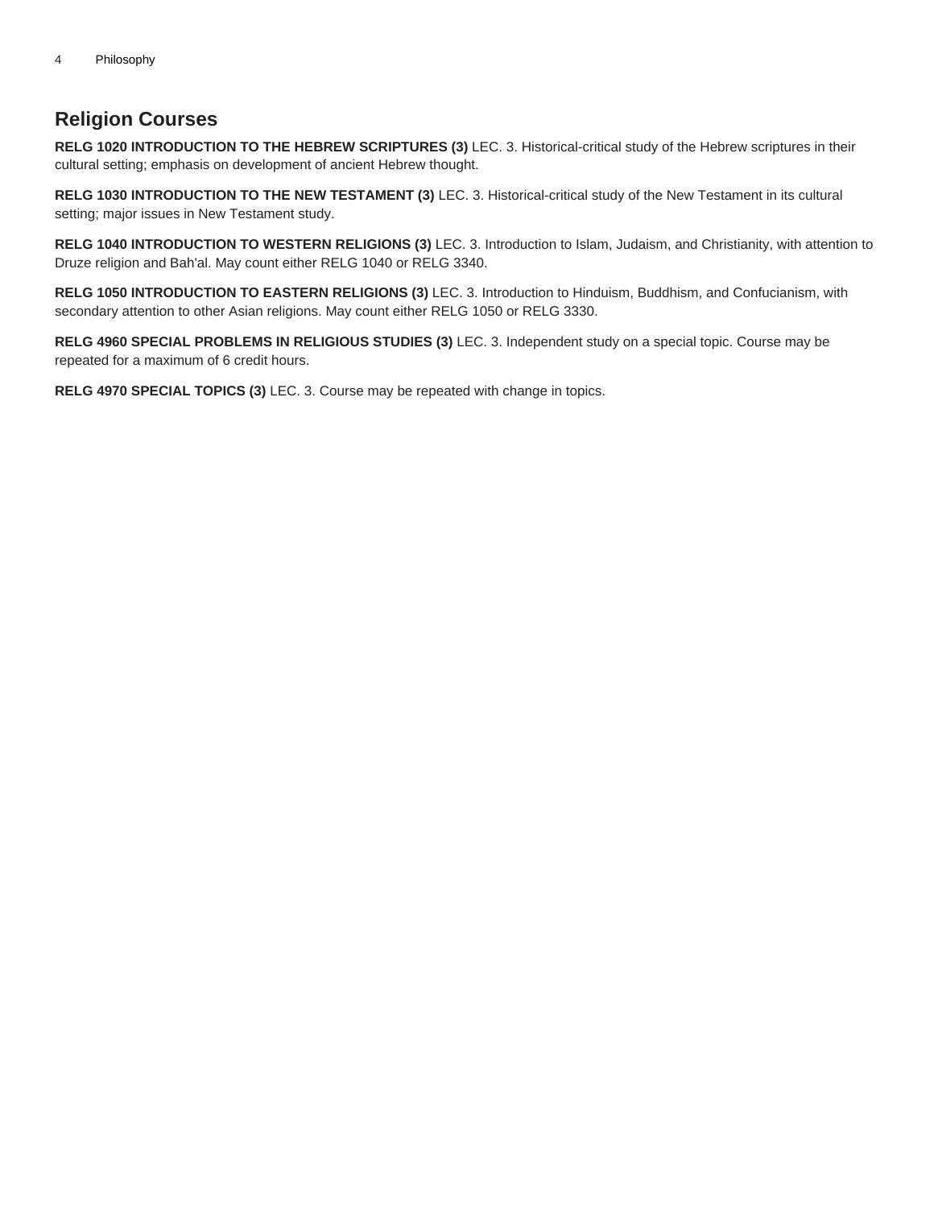## Religion Courses

**RELG 1020 INTRODUCTION TO THE HEBREW SCRIPTURES (3)** LEC. 3. Historical-critical study of the Hebrew scriptures in their cultural setting; emphasis on development of ancient Hebrew thought.

**RELG 1030 INTRODUCTION TO THE NEW TESTAMENT (3)** LEC. 3. Historical-critical study of the New Testament in its cultural setting; major issues in New Testament study.

**RELG 1040 INTRODUCTION TO WESTERN RELIGIONS (3)** LEC. 3. Introduction to Islam, Judaism, and Christianity, with attention to Druze religion and Bah'al. May count either RELG 1040 or RELG 3340.

**RELG 1050 INTRODUCTION TO EASTERN RELIGIONS (3)** LEC. 3. Introduction to Hinduism, Buddhism, and Confucianism, with secondary attention to other Asian religions. May count either RELG 1050 or RELG 3330.

**RELG 4960 SPECIAL PROBLEMS IN RELIGIOUS STUDIES (3)** LEC. 3. Independent study on a special topic. Course may be repeated for a maximum of 6 credit hours.

**RELG 4970 SPECIAL TOPICS (3)** LEC. 3. Course may be repeated with change in topics.